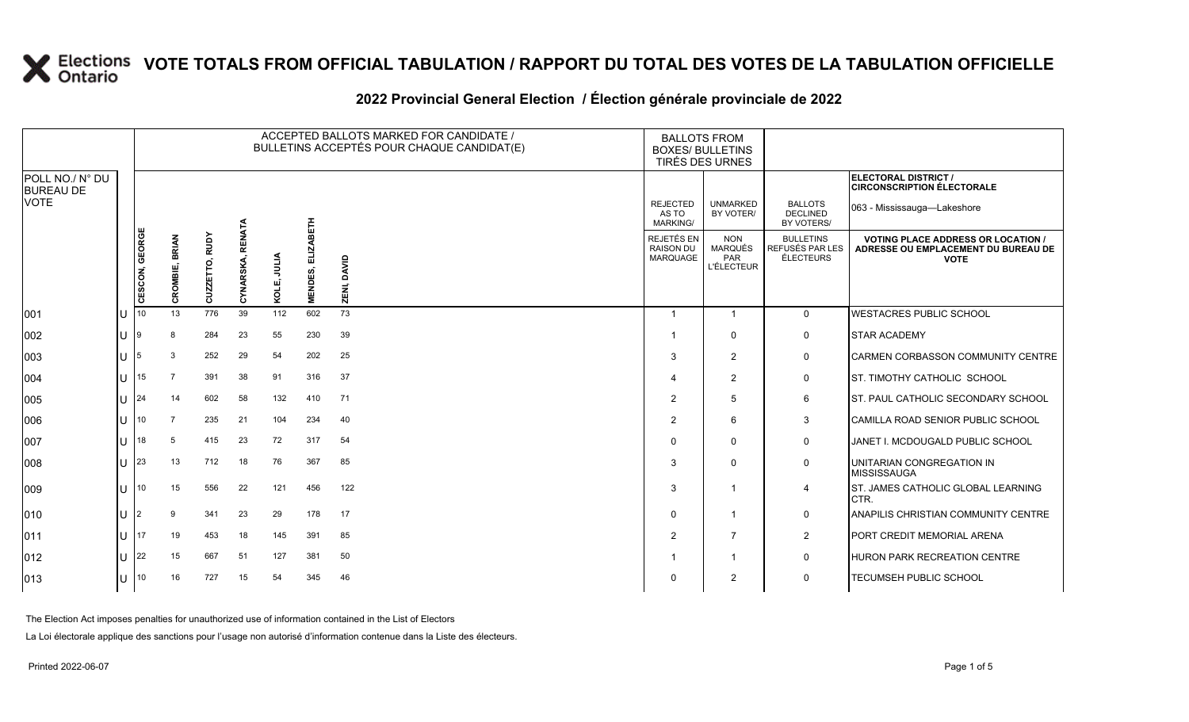# VOTE TOTALS FROM OFFICIAL TABULATION / RAPPORT DU TOTAL DES VOTES DE LA TABULATION OFFICIELLE

## 2022 Provincial General Election / Élection générale provinciale de 2022

| POLL NO./ N° DU BUREAU DE VOTE | | ACCEPTED BALLOTS MARKED FOR CANDIDATE / BULLETINS ACCEPTÉS POUR CHAQUE CANDIDAT(E) | | | | | | | BALLOTS FROM BOXES/ BULLETINS TIRÉS DES URNES | | | ELECTORAL DISTRICT / CIRCONSCRIPTION ÉLECTORALE 063 - Mississauga—Lakeshore |
|---|---|---|---|---|---|---|---|---|---|---|---|---|
| | | CESCON, GEORGE | CROMBIE, BRIAN | CUZZETTO, RUDY | CYNARSKA, RENATA | KOLE, JULIA | MENDES, ELIZABETH | ZENI, DAVID | REJECTED AS TO MARKING/ REJETÉS EN RAISON DU MARQUAGE | UNMARKED BY VOTER/ NON MARQUÉS PAR L'ÉLECTEUR | BALLOTS DECLINED BY VOTERS/ BULLETINS REFUSÉS PAR LES ÉLECTEURS | VOTING PLACE ADDRESS OR LOCATION / ADRESSE OU EMPLACEMENT DU BUREAU DE VOTE |
| 001 | U | 10 | 13 | 776 | 39 | 112 | 602 | 73 | 1 | 1 | 0 | WESTACRES PUBLIC SCHOOL |
| 002 | U | 9 | 8 | 284 | 23 | 55 | 230 | 39 | 1 | 0 | 0 | STAR ACADEMY |
| 003 | U | 5 | 3 | 252 | 29 | 54 | 202 | 25 | 3 | 2 | 0 | CARMEN CORBASSON COMMUNITY CENTRE |
| 004 | U | 15 | 7 | 391 | 38 | 91 | 316 | 37 | 4 | 2 | 0 | ST. TIMOTHY CATHOLIC SCHOOL |
| 005 | U | 24 | 14 | 602 | 58 | 132 | 410 | 71 | 2 | 5 | 6 | ST. PAUL CATHOLIC SECONDARY SCHOOL |
| 006 | U | 10 | 7 | 235 | 21 | 104 | 234 | 40 | 2 | 6 | 3 | CAMILLA ROAD SENIOR PUBLIC SCHOOL |
| 007 | U | 18 | 5 | 415 | 23 | 72 | 317 | 54 | 0 | 0 | 0 | JANET I. MCDOUGALD PUBLIC SCHOOL |
| 008 | U | 23 | 13 | 712 | 18 | 76 | 367 | 85 | 3 | 0 | 0 | UNITARIAN CONGREGATION IN MISSISSAUGA |
| 009 | U | 10 | 15 | 556 | 22 | 121 | 456 | 122 | 3 | 1 | 4 | ST. JAMES CATHOLIC GLOBAL LEARNING CTR. |
| 010 | U | 2 | 9 | 341 | 23 | 29 | 178 | 17 | 0 | 1 | 0 | ANAPILIS CHRISTIAN COMMUNITY CENTRE |
| 011 | U | 17 | 19 | 453 | 18 | 145 | 391 | 85 | 2 | 7 | 2 | PORT CREDIT MEMORIAL ARENA |
| 012 | U | 22 | 15 | 667 | 51 | 127 | 381 | 50 | 1 | 1 | 0 | HURON PARK RECREATION CENTRE |
| 013 | U | 10 | 16 | 727 | 15 | 54 | 345 | 46 | 0 | 2 | 0 | TECUMSEH PUBLIC SCHOOL |

The Election Act imposes penalties for unauthorized use of information contained in the List of Electors

La Loi électorale applique des sanctions pour l'usage non autorisé d'information contenue dans la Liste des électeurs.

Printed 2022-06-07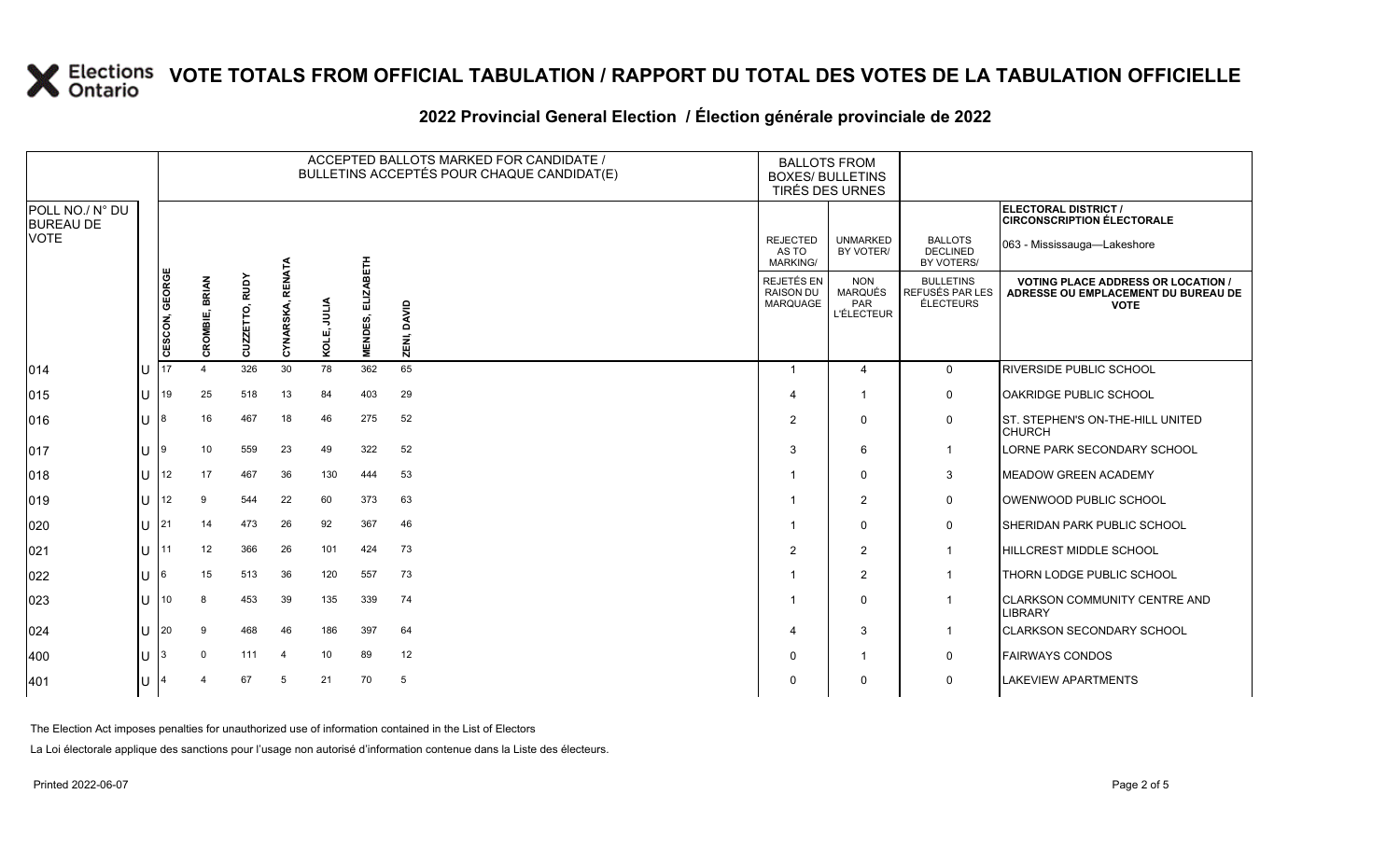# VOTE TOTALS FROM OFFICIAL TABULATION / RAPPORT DU TOTAL DES VOTES DE LA TABULATION OFFICIELLE

## 2022 Provincial General Election / Élection générale provinciale de 2022

**ELECTORAL DISTRICT / CIRCONSCRIPTION ÉLECTORALE:** 063 - Mississauga—Lakeshore

| POLL NO./ N° DU BUREAU DE VOTE | | CESCON, GEORGE | CROMBIE, BRIAN | CUZZETTO, RUDY | CYNARSKA, RENATA | KOLE, JULIA | MENDES, ELIZABETH | ZENI, DAVID | REJECTED AS TO MARKING/ REJETÉS EN RAISON DU MARQUAGE | UNMARKED BY VOTER/ NON MARQUÉS PAR L'ÉLECTEUR | BALLOTS DECLINED BY VOTERS/ BULLETINS REFUSÉS PAR LES ÉLECTEURS | VOTING PLACE ADDRESS OR LOCATION / ADRESSE OU EMPLACEMENT DU BUREAU DE VOTE |
|---|---|---|---|---|---|---|---|---|---|---|---|---|
| 014 | U | 17 | 4 | 326 | 30 | 78 | 362 | 65 | 1 | 4 | 0 | RIVERSIDE PUBLIC SCHOOL |
| 015 | U | 19 | 25 | 518 | 13 | 84 | 403 | 29 | 4 | 1 | 0 | OAKRIDGE PUBLIC SCHOOL |
| 016 | U | 8 | 16 | 467 | 18 | 46 | 275 | 52 | 2 | 0 | 0 | ST. STEPHEN'S ON-THE-HILL UNITED CHURCH |
| 017 | U | 9 | 10 | 559 | 23 | 49 | 322 | 52 | 3 | 6 | 1 | LORNE PARK SECONDARY SCHOOL |
| 018 | U | 12 | 17 | 467 | 36 | 130 | 444 | 53 | 1 | 0 | 3 | MEADOW GREEN ACADEMY |
| 019 | U | 12 | 9 | 544 | 22 | 60 | 373 | 63 | 1 | 2 | 0 | OWENWOOD PUBLIC SCHOOL |
| 020 | U | 21 | 14 | 473 | 26 | 92 | 367 | 46 | 1 | 0 | 0 | SHERIDAN PARK PUBLIC SCHOOL |
| 021 | U | 11 | 12 | 366 | 26 | 101 | 424 | 73 | 2 | 2 | 1 | HILLCREST MIDDLE SCHOOL |
| 022 | U | 6 | 15 | 513 | 36 | 120 | 557 | 73 | 1 | 2 | 1 | THORN LODGE PUBLIC SCHOOL |
| 023 | U | 10 | 8 | 453 | 39 | 135 | 339 | 74 | 1 | 0 | 1 | CLARKSON COMMUNITY CENTRE AND LIBRARY |
| 024 | U | 20 | 9 | 468 | 46 | 186 | 397 | 64 | 4 | 3 | 1 | CLARKSON SECONDARY SCHOOL |
| 400 | U | 3 | 0 | 111 | 4 | 10 | 89 | 12 | 0 | 1 | 0 | FAIRWAYS CONDOS |
| 401 | U | 4 | 4 | 67 | 5 | 21 | 70 | 5 | 0 | 0 | 0 | LAKEVIEW APARTMENTS |

The Election Act imposes penalties for unauthorized use of information contained in the List of Electors

La Loi électorale applique des sanctions pour l'usage non autorisé d'information contenue dans la Liste des électeurs.

Printed 2022-06-07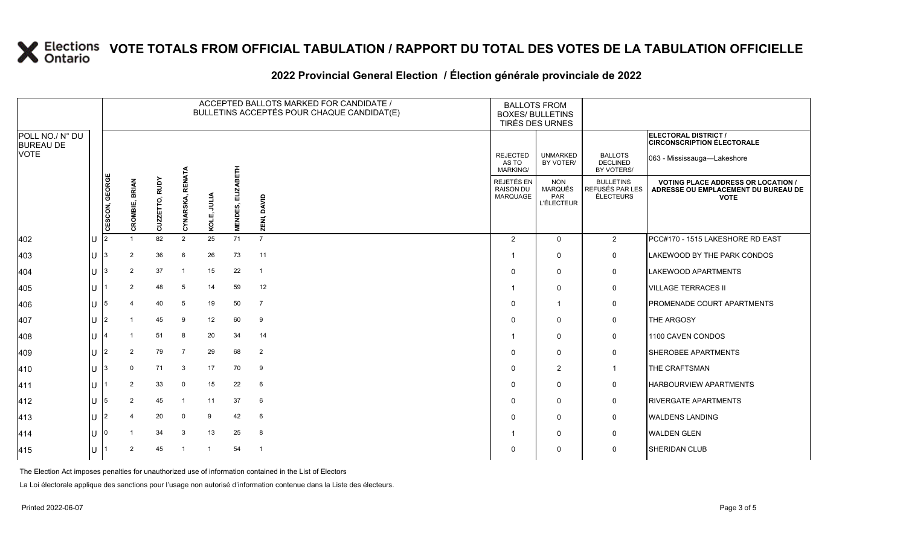# VOTE TOTALS FROM OFFICIAL TABULATION / RAPPORT DU TOTAL DES VOTES DE LA TABULATION OFFICIELLE

## 2022 Provincial General Election / Élection générale provinciale de 2022

| POLL NO./ N° DU BUREAU DE VOTE | | ACCEPTED BALLOTS MARKED FOR CANDIDATE / BULLETINS ACCEPTÉS POUR CHAQUE CANDIDAT(E) | | | | | | | BALLOTS FROM BOXES/ BULLETINS TIRÉS DES URNES | | | ELECTORAL DISTRICT / CIRCONSCRIPTION ÉLECTORALE 063 - Mississauga—Lakeshore |
|---|---|---|---|---|---|---|---|---|---|---|---|---|
| | | CESCON, GEORGE | CROMBIE, BRIAN | CUZZETTO, RUDY | CYNARSKA, RENATA | KOLE, JULIA | MENDES, ELIZABETH | ZENI, DAVID | REJECTED AS TO MARKING/ REJETÉS EN RAISON DU MARQUAGE | UNMARKED BY VOTER/ NON MARQUÉS PAR L'ÉLECTEUR | BALLOTS DECLINED BY VOTERS/ BULLETINS REFUSÉS PAR LES ÉLECTEURS | VOTING PLACE ADDRESS OR LOCATION / ADRESSE OU EMPLACEMENT DU BUREAU DE VOTE |
| 402 | U | 2 | 1 | 82 | 2 | 25 | 71 | 7 | 2 | 0 | 2 | PCC#170 - 1515 LAKESHORE RD EAST |
| 403 | U | 3 | 2 | 36 | 6 | 26 | 73 | 11 | 1 | 0 | 0 | LAKEWOOD BY THE PARK CONDOS |
| 404 | U | 3 | 2 | 37 | 1 | 15 | 22 | 1 | 0 | 0 | 0 | LAKEWOOD APARTMENTS |
| 405 | U | 1 | 2 | 48 | 5 | 14 | 59 | 12 | 1 | 0 | 0 | VILLAGE TERRACES II |
| 406 | U | 5 | 4 | 40 | 5 | 19 | 50 | 7 | 0 | 1 | 0 | PROMENADE COURT APARTMENTS |
| 407 | U | 2 | 1 | 45 | 9 | 12 | 60 | 9 | 0 | 0 | 0 | THE ARGOSY |
| 408 | U | 4 | 1 | 51 | 8 | 20 | 34 | 14 | 1 | 0 | 0 | 1100 CAVEN CONDOS |
| 409 | U | 2 | 2 | 79 | 7 | 29 | 68 | 2 | 0 | 0 | 0 | SHEROBEE APARTMENTS |
| 410 | U | 3 | 0 | 71 | 3 | 17 | 70 | 9 | 0 | 2 | 1 | THE CRAFTSMAN |
| 411 | U | 1 | 2 | 33 | 0 | 15 | 22 | 6 | 0 | 0 | 0 | HARBOURVIEW APARTMENTS |
| 412 | U | 5 | 2 | 45 | 1 | 11 | 37 | 6 | 0 | 0 | 0 | RIVERGATE APARTMENTS |
| 413 | U | 2 | 4 | 20 | 0 | 9 | 42 | 6 | 0 | 0 | 0 | WALDENS LANDING |
| 414 | U | 0 | 1 | 34 | 3 | 13 | 25 | 8 | 1 | 0 | 0 | WALDEN GLEN |
| 415 | U | 1 | 2 | 45 | 1 | 1 | 54 | 1 | 0 | 0 | 0 | SHERIDAN CLUB |

The Election Act imposes penalties for unauthorized use of information contained in the List of Electors

La Loi électorale applique des sanctions pour l'usage non autorisé d'information contenue dans la Liste des électeurs.

Printed 2022-06-07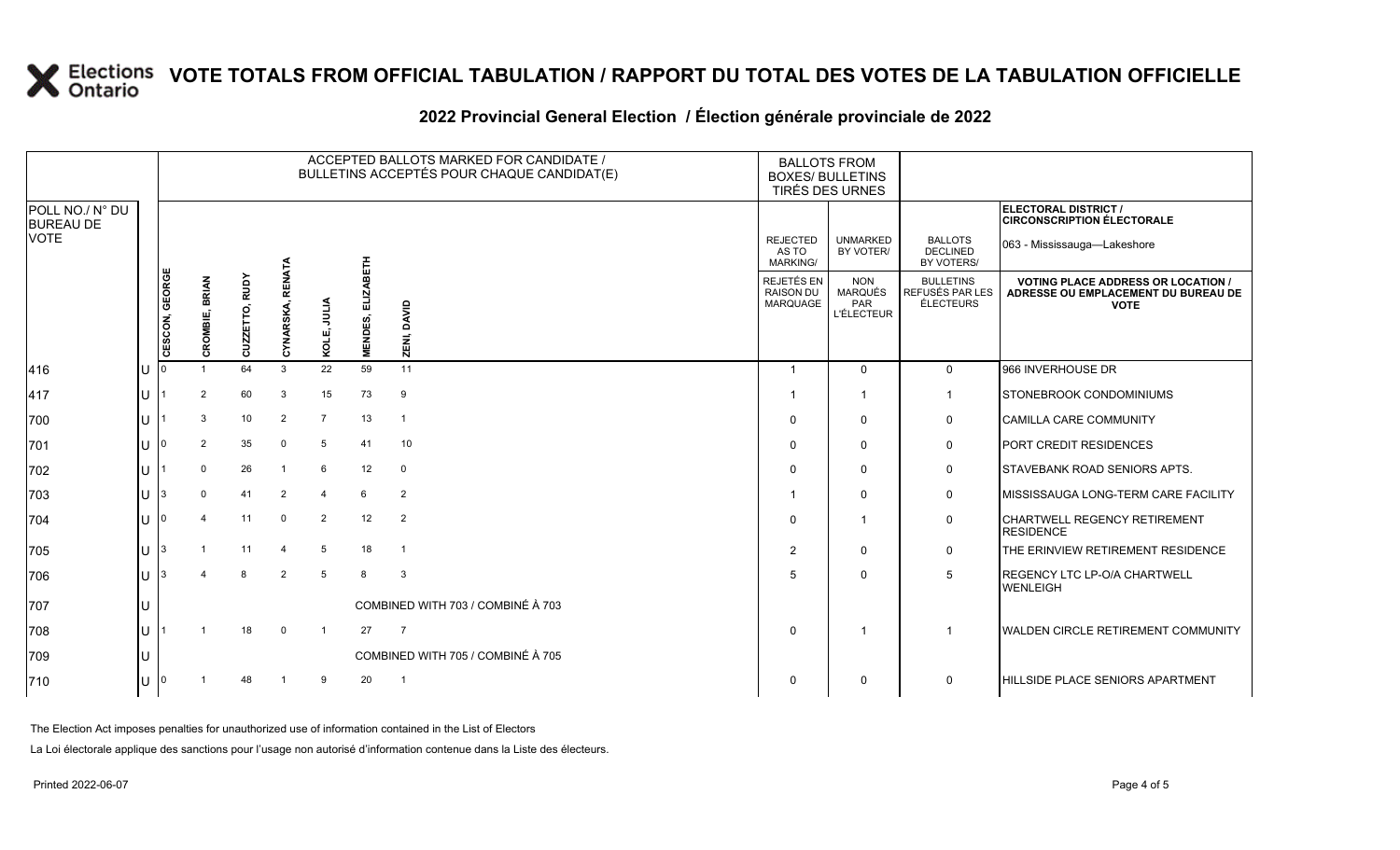# VOTE TOTALS FROM OFFICIAL TABULATION / RAPPORT DU TOTAL DES VOTES DE LA TABULATION OFFICIELLE

## 2022 Provincial General Election / Élection générale provinciale de 2022

ELECTORAL DISTRICT / CIRCONSCRIPTION ÉLECTORALE: 063 - Mississauga—Lakeshore

| POLL NO./ N° DU BUREAU DE VOTE | | ACCEPTED BALLOTS MARKED FOR CANDIDATE / BULLETINS ACCEPTÉS POUR CHAQUE CANDIDAT(E) | | | | | | | BALLOTS FROM BOXES/ BULLETINS TIRÉS DES URNES | | | |
|---|---|---|---|---|---|---|---|---|---|---|---|---|
| | | CESCON, GEORGE | CROMBIE, BRIAN | CUZZETTO, RUDY | CYNARSKA, RENATA | KOLE, JULIA | MENDES, ELIZABETH | ZENI, DAVID | REJECTED AS TO MARKING/ REJETÉS EN RAISON DU MARQUAGE | UNMARKED BY VOTER/ NON MARQUÉS PAR L'ÉLECTEUR | BALLOTS DECLINED BY VOTERS/ BULLETINS REFUSÉS PAR LES ÉLECTEURS | VOTING PLACE ADDRESS OR LOCATION / ADRESSE OU EMPLACEMENT DU BUREAU DE VOTE |
| 416 | U | 0 | 1 | 64 | 3 | 22 | 59 | 11 | 1 | 0 | 0 | 966 INVERHOUSE DR |
| 417 | U | 1 | 2 | 60 | 3 | 15 | 73 | 9 | 1 | 1 | 1 | STONEBROOK CONDOMINIUMS |
| 700 | U | 1 | 3 | 10 | 2 | 7 | 13 | 1 | 0 | 0 | 0 | CAMILLA CARE COMMUNITY |
| 701 | U | 0 | 2 | 35 | 0 | 5 | 41 | 10 | 0 | 0 | 0 | PORT CREDIT RESIDENCES |
| 702 | U | 1 | 0 | 26 | 1 | 6 | 12 | 0 | 0 | 0 | 0 | STAVEBANK ROAD SENIORS APTS. |
| 703 | U | 3 | 0 | 41 | 2 | 4 | 6 | 2 | 1 | 0 | 0 | MISSISSAUGA LONG-TERM CARE FACILITY |
| 704 | U | 0 | 4 | 11 | 0 | 2 | 12 | 2 | 0 | 1 | 0 | CHARTWELL REGENCY RETIREMENT RESIDENCE |
| 705 | U | 3 | 1 | 11 | 4 | 5 | 18 | 1 | 2 | 0 | 0 | THE ERINVIEW RETIREMENT RESIDENCE |
| 706 | U | 3 | 4 | 8 | 2 | 5 | 8 | 3 | 5 | 0 | 5 | REGENCY LTC LP-O/A CHARTWELL WENLEIGH |
| 707 | U | COMBINED WITH 703 / COMBINÉ À 703 | | | | | | | | | | |
| 708 | U | 1 | 1 | 18 | 0 | 1 | 27 | 7 | 0 | 1 | 1 | WALDEN CIRCLE RETIREMENT COMMUNITY |
| 709 | U | COMBINED WITH 705 / COMBINÉ À 705 | | | | | | | | | | |
| 710 | U | 0 | 1 | 48 | 1 | 9 | 20 | 1 | 0 | 0 | 0 | HILLSIDE PLACE SENIORS APARTMENT |

The Election Act imposes penalties for unauthorized use of information contained in the List of Electors

La Loi électorale applique des sanctions pour l'usage non autorisé d'information contenue dans la Liste des électeurs.

Printed 2022-06-07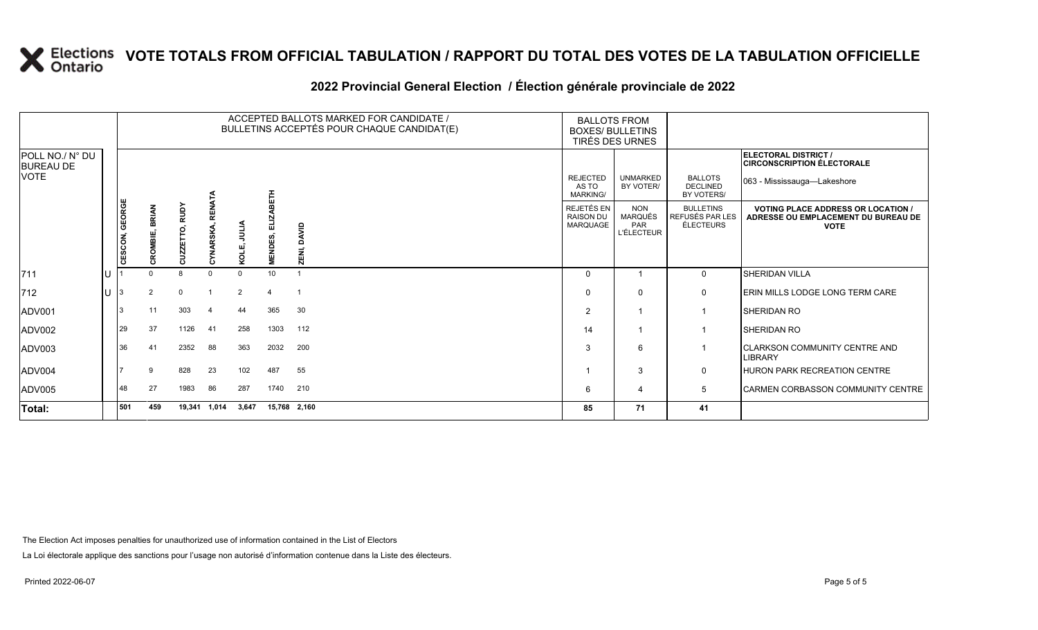# VOTE TOTALS FROM OFFICIAL TABULATION / RAPPORT DU TOTAL DES VOTES DE LA TABULATION OFFICIELLE

## 2022 Provincial General Election / Élection générale provinciale de 2022

ELECTORAL DISTRICT / CIRCONSCRIPTION ÉLECTORALE: 063 - Mississauga—Lakeshore

| POLL NO./ N° DU BUREAU DE VOTE | | ACCEPTED BALLOTS MARKED FOR CANDIDATE / BULLETINS ACCEPTÉS POUR CHAQUE CANDIDAT(E) | | | | | | | BALLOTS FROM BOXES/ BULLETINS TIRÉS DES URNES | | | |
|---|---|---|---|---|---|---|---|---|---|---|---|---|
| | | CESCON, GEORGE | CROMBIE, BRIAN | CUZZETTO, RUDY | CYNARSKA, RENATA | KOLE, JULIA | MENDES, ELIZABETH | ZENI, DAVID | REJECTED AS TO MARKING/ REJETÉS EN RAISON DU MARQUAGE | UNMARKED BY VOTER/ NON MARQUÉS PAR L'ÉLECTEUR | BALLOTS DECLINED BY VOTERS/ BULLETINS REFUSÉS PAR LES ÉLECTEURS | VOTING PLACE ADDRESS OR LOCATION / ADRESSE OU EMPLACEMENT DU BUREAU DE VOTE |
| 711 | U | 1 | 0 | 8 | 0 | 0 | 10 | 1 | 0 | 1 | 0 | SHERIDAN VILLA |
| 712 | U | 3 | 2 | 0 | 1 | 2 | 4 | 1 | 0 | 0 | 0 | ERIN MILLS LODGE LONG TERM CARE |
| ADV001 | | 3 | 11 | 303 | 4 | 44 | 365 | 30 | 2 | 1 | 1 | SHERIDAN RO |
| ADV002 | | 29 | 37 | 1126 | 41 | 258 | 1303 | 112 | 14 | 1 | 1 | SHERIDAN RO |
| ADV003 | | 36 | 41 | 2352 | 88 | 363 | 2032 | 200 | 3 | 6 | 1 | CLARKSON COMMUNITY CENTRE AND LIBRARY |
| ADV004 | | 7 | 9 | 828 | 23 | 102 | 487 | 55 | 1 | 3 | 0 | HURON PARK RECREATION CENTRE |
| ADV005 | | 48 | 27 | 1983 | 86 | 287 | 1740 | 210 | 6 | 4 | 5 | CARMEN CORBASSON COMMUNITY CENTRE |
| **Total:** | | **501** | **459** | **19,341** | **1,014** | **3,647** | **15,768** | **2,160** | **85** | **71** | **41** | |

The Election Act imposes penalties for unauthorized use of information contained in the List of Electors

La Loi électorale applique des sanctions pour l'usage non autorisé d'information contenue dans la Liste des électeurs.

Printed 2022-06-07